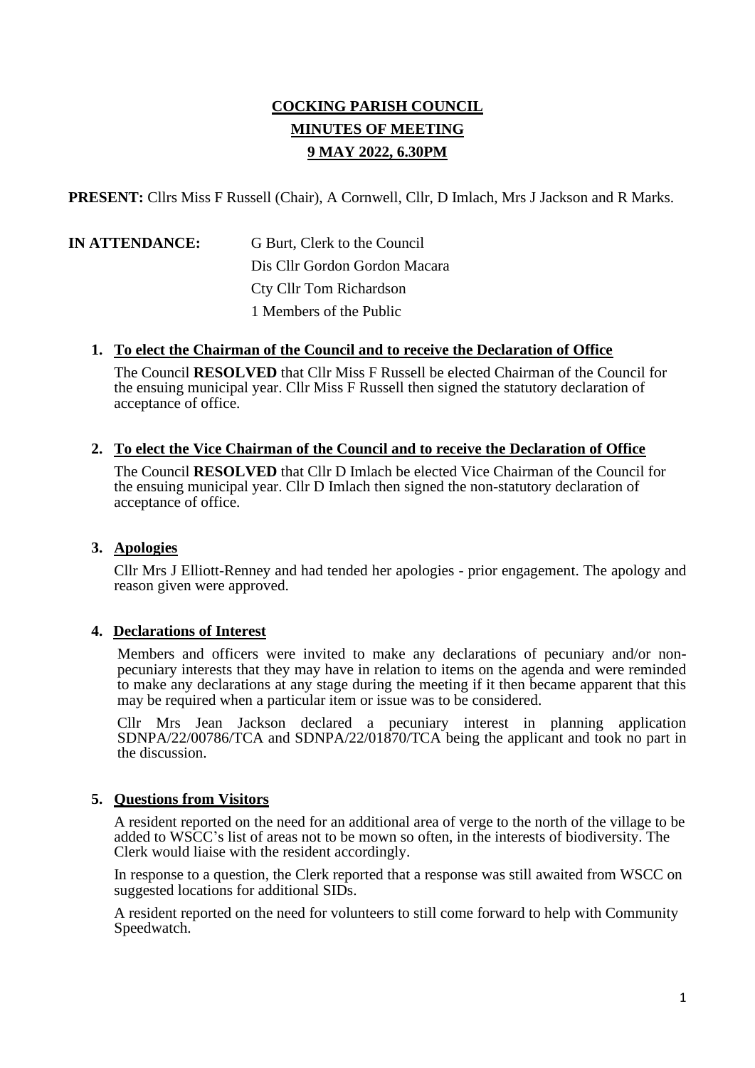# COCKING PARISH COUNCIL

## MINUTES OF MEETING

## 9 MAY 2022, 6.30PM

**PRESENT:** Cllrs Miss F Russell (Chair), A Cornwell, Cllr, D Imlach, Mrs J Jackson and R Marks.

**IN ATTENDANCE:** G Burt, Clerk to the Council
Dis Cllr Gordon Gordon Macara
Cty Cllr Tom Richardson
1 Members of the Public

1. **To elect the Chairman of the Council and to receive the Declaration of Office**

   The Council **RESOLVED** that Cllr Miss F Russell be elected Chairman of the Council for the ensuing municipal year. Cllr Miss F Russell then signed the statutory declaration of acceptance of office.

2. **To elect the Vice Chairman of the Council and to receive the Declaration of Office**

   The Council **RESOLVED** that Cllr D Imlach be elected Vice Chairman of the Council for the ensuing municipal year. Cllr D Imlach then signed the non-statutory declaration of acceptance of office.

3. **Apologies**

   Cllr Mrs J Elliott-Renney and had tended her apologies - prior engagement. The apology and reason given were approved.

4. **Declarations of Interest**

   Members and officers were invited to make any declarations of pecuniary and/or non-pecuniary interests that they may have in relation to items on the agenda and were reminded to make any declarations at any stage during the meeting if it then became apparent that this may be required when a particular item or issue was to be considered.

   Cllr Mrs Jean Jackson declared a pecuniary interest in planning application SDNPA/22/00786/TCA and SDNPA/22/01870/TCA being the applicant and took no part in the discussion.

5. **Questions from Visitors**

   A resident reported on the need for an additional area of verge to the north of the village to be added to WSCC's list of areas not to be mown so often, in the interests of biodiversity. The Clerk would liaise with the resident accordingly.

   In response to a question, the Clerk reported that a response was still awaited from WSCC on suggested locations for additional SIDs.

   A resident reported on the need for volunteers to still come forward to help with Community Speedwatch.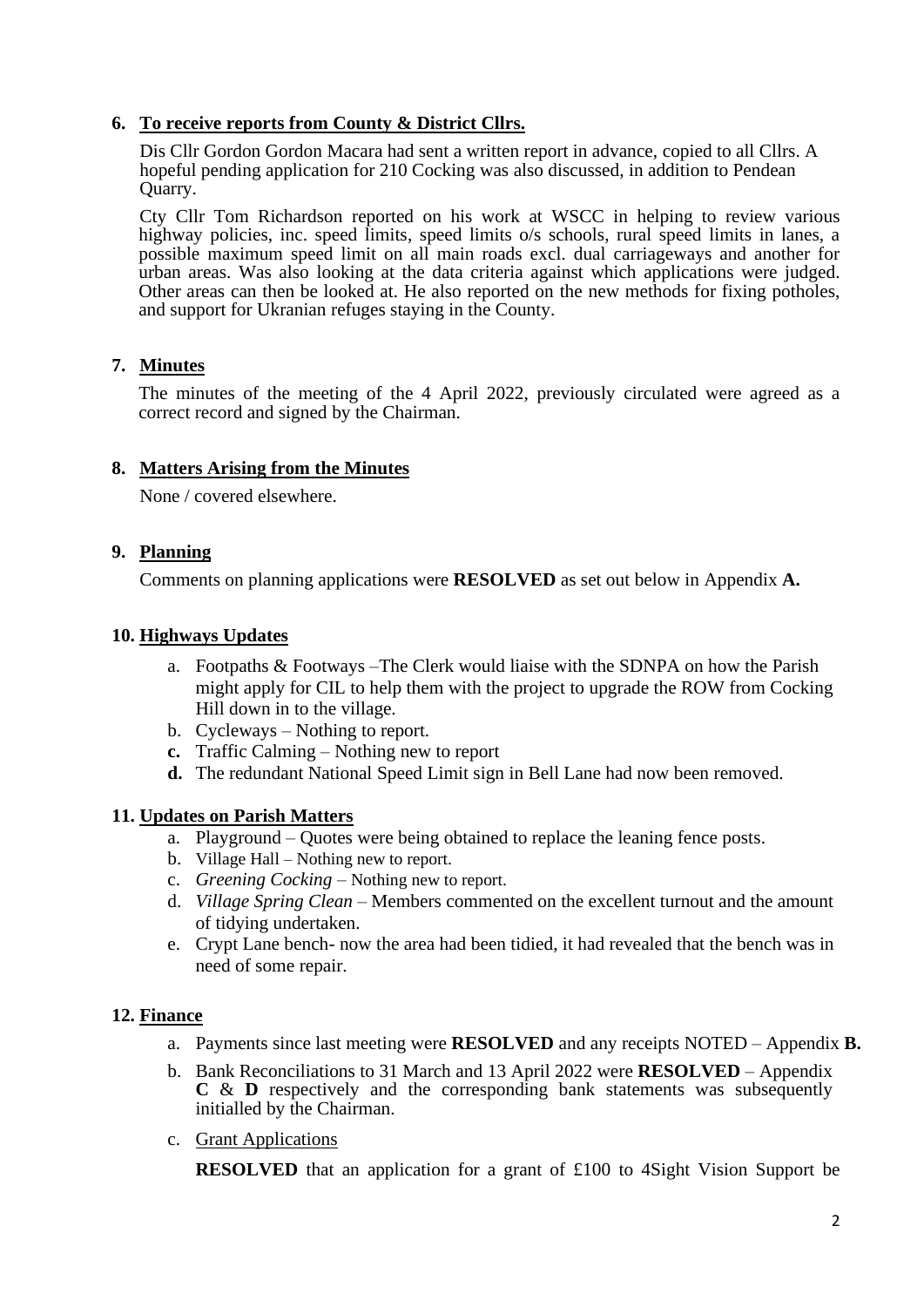## 6. To receive reports from County & District Cllrs.

Dis Cllr Gordon Gordon Macara had sent a written report in advance, copied to all Cllrs. A hopeful pending application for 210 Cocking was also discussed, in addition to Pendean Quarry.

Cty Cllr Tom Richardson reported on his work at WSCC in helping to review various highway policies, inc. speed limits, speed limits o/s schools, rural speed limits in lanes, a possible maximum speed limit on all main roads excl. dual carriageways and another for urban areas. Was also looking at the data criteria against which applications were judged. Other areas can then be looked at. He also reported on the new methods for fixing potholes, and support for Ukranian refuges staying in the County.

## 7. Minutes

The minutes of the meeting of the 4 April 2022, previously circulated were agreed as a correct record and signed by the Chairman.

## 8. Matters Arising from the Minutes

None / covered elsewhere.

## 9. Planning

Comments on planning applications were **RESOLVED** as set out below in Appendix **A.**

## 10. Highways Updates

a. Footpaths & Footways –The Clerk would liaise with the SDNPA on how the Parish might apply for CIL to help them with the project to upgrade the ROW from Cocking Hill down in to the village.
b. Cycleways – Nothing to report.
c. Traffic Calming – Nothing new to report
d. The redundant National Speed Limit sign in Bell Lane had now been removed.

## 11. Updates on Parish Matters

a. Playground – Quotes were being obtained to replace the leaning fence posts.
b. Village Hall – Nothing new to report.
c. *Greening Cocking* – Nothing new to report.
d. *Village Spring Clean* – Members commented on the excellent turnout and the amount of tidying undertaken.
e. Crypt Lane bench- now the area had been tidied, it had revealed that the bench was in need of some repair.

## 12. Finance

a. Payments since last meeting were **RESOLVED** and any receipts NOTED – Appendix **B.**
b. Bank Reconciliations to 31 March and 13 April 2022 were **RESOLVED** – Appendix **C** & **D** respectively and the corresponding bank statements was subsequently initialled by the Chairman.
c. Grant Applications

   **RESOLVED** that an application for a grant of £100 to 4Sight Vision Support be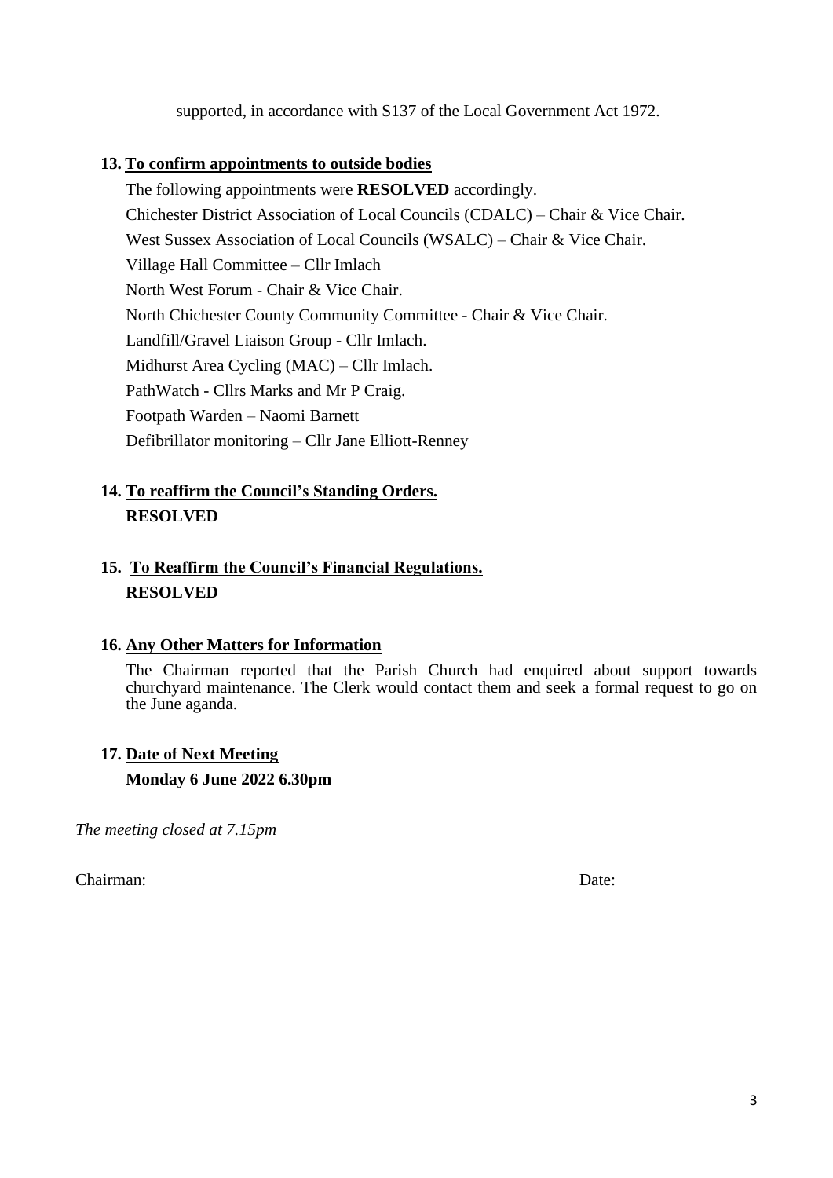supported, in accordance with S137 of the Local Government Act 1972.

**13. <u>To confirm appointments to outside bodies</u>**

The following appointments were **RESOLVED** accordingly.

Chichester District Association of Local Councils (CDALC) – Chair & Vice Chair.

West Sussex Association of Local Councils (WSALC) – Chair & Vice Chair.

Village Hall Committee – Cllr Imlach

North West Forum - Chair & Vice Chair.

North Chichester County Community Committee - Chair & Vice Chair.

Landfill/Gravel Liaison Group - Cllr Imlach.

Midhurst Area Cycling (MAC) – Cllr Imlach.

PathWatch - Cllrs Marks and Mr P Craig.

Footpath Warden – Naomi Barnett

Defibrillator monitoring – Cllr Jane Elliott-Renney

**14. <u>To reaffirm the Council's Standing Orders.</u>**

**RESOLVED**

**15. <u>To Reaffirm the Council's Financial Regulations.</u>**

**RESOLVED**

**16. <u>Any Other Matters for Information</u>**

The Chairman reported that the Parish Church had enquired about support towards churchyard maintenance. The Clerk would contact them and seek a formal request to go on the June aganda.

**17. <u>Date of Next Meeting</u>**

**Monday 6 June 2022 6.30pm**

*The meeting closed at 7.15pm*

Chairman: Date: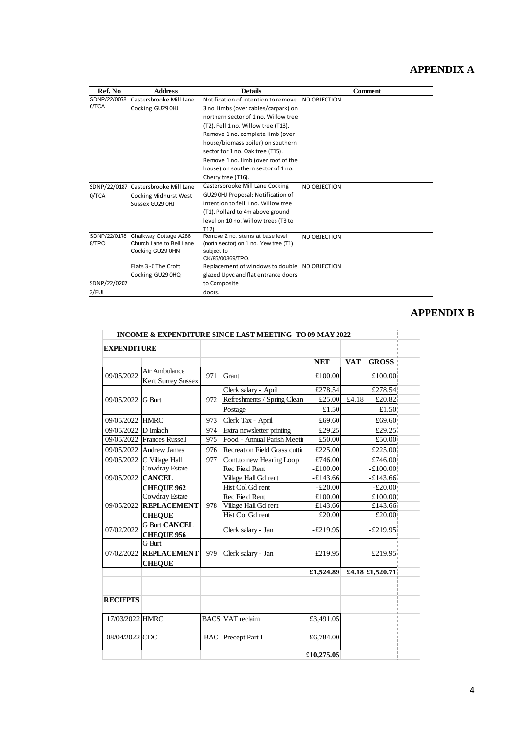## APPENDIX A

| Ref. No | Address | Details | Comment |
|---|---|---|---|
| SDNP/22/00786/TCA | Castersbrooke Mill Lane Cocking GU29 0HJ | Notification of intention to remove 3 no. limbs (over cables/carpark) on northern sector of 1 no. Willow tree (T2). Fell 1 no. Willow tree (T13). Remove 1 no. complete limb (over house/biomass boiler) on southern sector for 1 no. Oak tree (T15). Remove 1 no. limb (over roof of the house) on southern sector of 1 no. Cherry tree (T16). | NO OBJECTION |
| SDNP/22/01870/TCA | Castersbrooke Mill Lane Cocking Midhurst West Sussex GU29 0HJ | Castersbrooke Mill Lane Cocking GU29 0HJ Proposal: Notification of intention to fell 1 no. Willow tree (T1). Pollard to 4m above ground level on 10 no. Willow trees (T3 to T12). | NO OBJECTION |
| SDNP/22/01788/TPO | Chalkway Cottage A286 Church Lane to Bell Lane Cocking GU29 0HN | Remove 2 no. stems at base level (north sector) on 1 no. Yew tree (T1) subject to CK/95/00369/TPO. | NO OBJECTION |
| SDNP/22/02072/FUL | Flats 3 - 6 The Croft Cocking GU29 0HQ | Replacement of windows to double glazed Upvc and flat entrance doors to Composite doors. | NO OBJECTION |

## APPENDIX B

| **INCOME & EXPENDITURE SINCE LAST MEETING TO 09 MAY 2022** | | | | | | |
|---|---|---|---|---|---|---|
| **EXPENDITURE** | | | | | | |
| | | | | **NET** | **VAT** | **GROSS** |
| 09/05/2022 | Air Ambulance Kent Surrey Sussex | 971 | Grant | £100.00 | | £100.00 |
| 09/05/2022 | G Burt | 972 | Clerk salary - April | £278.54 | | £278.54 |
| | | | Refreshments / Spring Clean | £25.00 | £4.18 | £20.82 |
| | | | Postage | £1.50 | | £1.50 |
| 09/05/2022 | HMRC | 973 | Clerk Tax - April | £69.60 | | £69.60 |
| 09/05/2022 | D Imlach | 974 | Extra newsletter printing | £29.25 | | £29.25 |
| 09/05/2022 | Frances Russell | 975 | Food - Annual Parish Meeti | £50.00 | | £50.00 |
| 09/05/2022 | Andrew James | 976 | Recreation Field Grass cuttin | £225.00 | | £225.00 |
| 09/05/2022 | C Village Hall | 977 | Cont.to new Hearing Loop | £746.00 | | £746.00 |
| 09/05/2022 | Cowdray Estate **CANCEL CHEQUE 962** | | Rec Field Rent | -£100.00 | | -£100.00 |
| | | | Village Hall Gd rent | -£143.66 | | -£143.66 |
| | | | Hist Col Gd rent | -£20.00 | | -£20.00 |
| 09/05/2022 | Cowdray Estate **REPLACEMENT CHEQUE** | 978 | Rec Field Rent | £100.00 | | £100.00 |
| | | | Village Hall Gd rent | £143.66 | | £143.66 |
| | | | Hist Col Gd rent | £20.00 | | £20.00 |
| 07/02/2022 | G Burt **CANCEL CHEQUE 956** | | Clerk salary - Jan | -£219.95 | | -£219.95 |
| 07/02/2022 | G Burt **REPLACEMENT CHEQUE** | 979 | Clerk salary - Jan | £219.95 | | £219.95 |
| | | | | **£1,524.89** | **£4.18** | **£1,520.71** |
| | | | | | | |
| **RECIEPTS** | | | | | | |
| 17/03/2022 | HMRC | BACS | VAT reclaim | £3,491.05 | | |
| 08/04/2022 | CDC | BAC | Precept Part I | £6,784.00 | | |
| | | | | **£10,275.05** | | |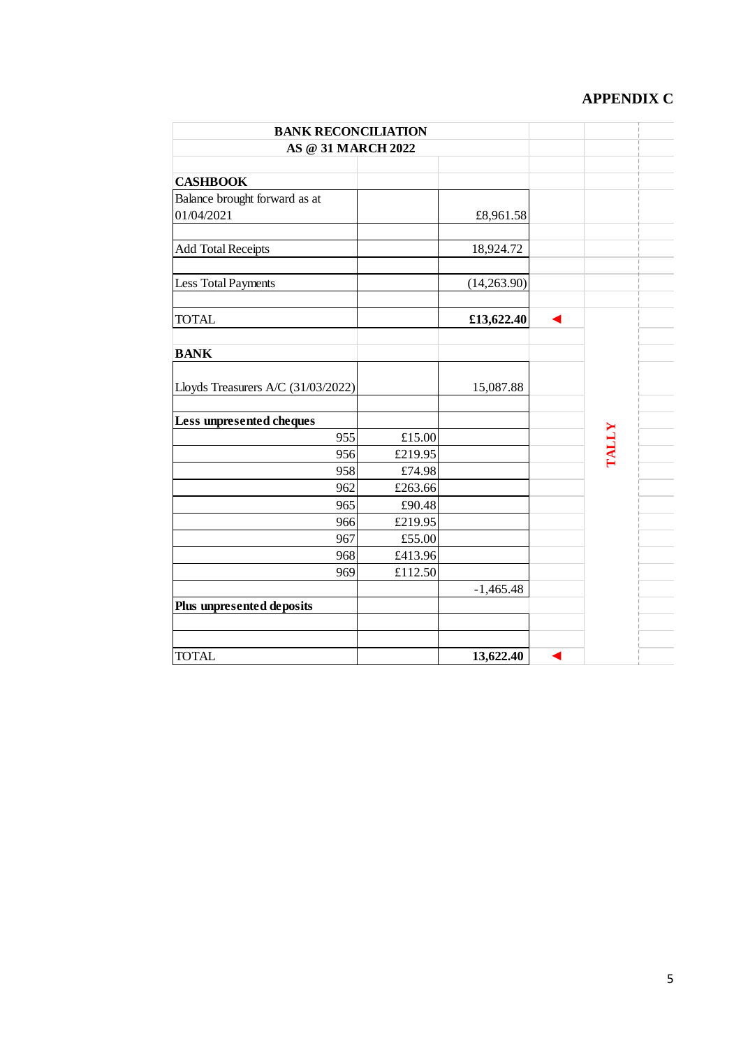**APPENDIX C**

| BANK RECONCILIATION AS @ 31 MARCH 2022 | | | |
|---|---|---|---|
| **CASHBOOK** | | | |
| Balance brought forward as at 01/04/2021 | | £8,961.58 | |
| Add Total Receipts | | 18,924.72 | |
| Less Total Payments | | (14,263.90) | |
| TOTAL | | **£13,622.40** | ◄ TALLY |
| **BANK** | | | |
| Lloyds Treasurers A/C (31/03/2022) | | 15,087.88 | |
| **Less unpresented cheques** | | | |
| 955 | £15.00 | | |
| 956 | £219.95 | | |
| 958 | £74.98 | | |
| 962 | £263.66 | | |
| 965 | £90.48 | | |
| 966 | £219.95 | | |
| 967 | £55.00 | | |
| 968 | £413.96 | | |
| 969 | £112.50 | | |
| | | -1,465.48 | |
| **Plus unpresented deposits** | | | |
| | | | |
| | | | |
| TOTAL | | **13,622.40** | ◄ TALLY |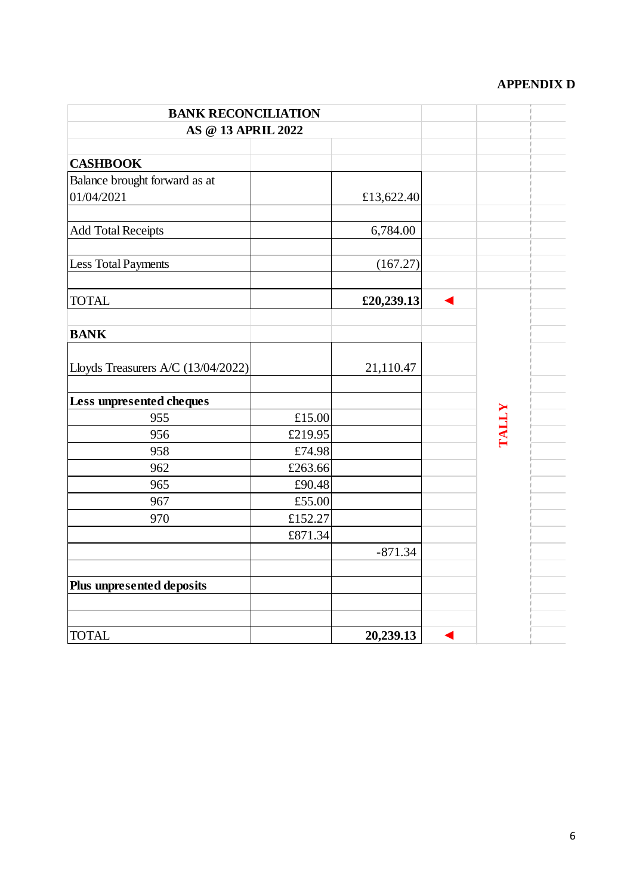**APPENDIX D**

| | | | | |
|---|---|---|---|---|
| **BANK RECONCILIATION** | | | | |
| **AS @ 13 APRIL 2022** | | | | |
| | | | | |
| **CASHBOOK** | | | | |
| Balance brought forward as at 01/04/2021 | | £13,622.40 | | |
| | | | | |
| Add Total Receipts | | 6,784.00 | | |
| | | | | |
| Less Total Payments | | (167.27) | | |
| | | | | |
| TOTAL | | **£20,239.13** | ◄ | |
| | | | | |
| **BANK** | | | | |
| Lloyds Treasurers A/C (13/04/2022) | | 21,110.47 | | |
| | | | | |
| **Less unpresented cheques** | | | | |
| 955 | £15.00 | | | **TALLY** |
| 956 | £219.95 | | | |
| 958 | £74.98 | | | |
| 962 | £263.66 | | | |
| 965 | £90.48 | | | |
| 967 | £55.00 | | | |
| 970 | £152.27 | | | |
| | £871.34 | | | |
| | | -871.34 | | |
| | | | | |
| **Plus unpresented deposits** | | | | |
| | | | | |
| | | | | |
| TOTAL | | **20,239.13** | ◄ | |